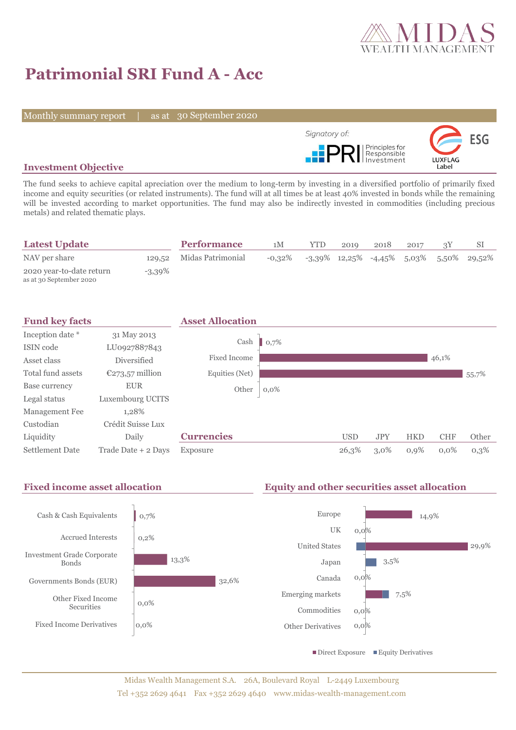# Patrimonial SRI Fund A - Acc

Monthly summary report | as at 30 September 2020

Signatory of: PRI Principles for Responsible Investment

ESG LUXFLAG Label

## Investment Objective

The fund seeks to achieve capital apreciation over the medium to long-term by investing in a diversified portfolio of primarily fixed income and equity securities (or related instruments). The fund will at all times be at least 40% invested in bonds while the remaining will be invested according to market opportunities. The fund may also be indirectly invested in commodities (including precious metals) and related thematic plays.

## Latest Update

| | |
|---|---|
| NAV per share | 129,52 |
| 2020 year-to-date return (as at 30 September 2020) | -3,39% |

## Performance

| | 1M | YTD | 2019 | 2018 | 2017 | 3Y | SI |
|---|---|---|---|---|---|---|---|
| Midas Patrimonial | -0,32% | -3,39% | 12,25% | -4,45% | 5,03% | 5,50% | 29,52% |

## Fund key facts

| | |
|---|---|
| Inception date * | 31 May 2013 |
| ISIN code | LU0927887843 |
| Asset class | Diversified |
| Total fund assets | €273,57 million |
| Base currency | EUR |
| Legal status | Luxembourg UCITS |
| Management Fee | 1,28% |
| Custodian | Crédit Suisse Lux |
| Liquidity | Daily |
| Settlement Date | Trade Date + 2 Days |

## Asset Allocation

| | |
|---|---|
| Cash | 0,7% |
| Fixed Income | 46,1% |
| Equities (Net) | 55,7% |
| Other | 0,0% |

## Currencies

| | USD | JPY | HKD | CHF | Other |
|---|---|---|---|---|---|
| Exposure | 26,3% | 3,0% | 0,9% | 0,0% | 0,3% |

## Fixed income asset allocation

| | |
|---|---|
| Cash & Cash Equivalents | 0,7% |
| Accrued Interests | 0,2% |
| Investment Grade Corporate Bonds | 13,3% |
| Governments Bonds (EUR) | 32,6% |
| Other Fixed Income Securities | 0,0% |
| Fixed Income Derivatives | 0,0% |

## Equity and other securities asset allocation

| | |
|---|---|
| Europe | 14,9% |
| UK | 0,0% |
| United States | 29,9% |
| Japan | 3,5% |
| Canada | 0,0% |
| Emerging markets | 7,5% |
| Commodities | 0,0% |
| Other Derivatives | 0,0% |

■ Direct Exposure ■ Equity Derivatives

Midas Wealth Management S.A. 26A, Boulevard Royal L-2449 Luxembourg
Tel +352 2629 4641 Fax +352 2629 4640 www.midas-wealth-management.com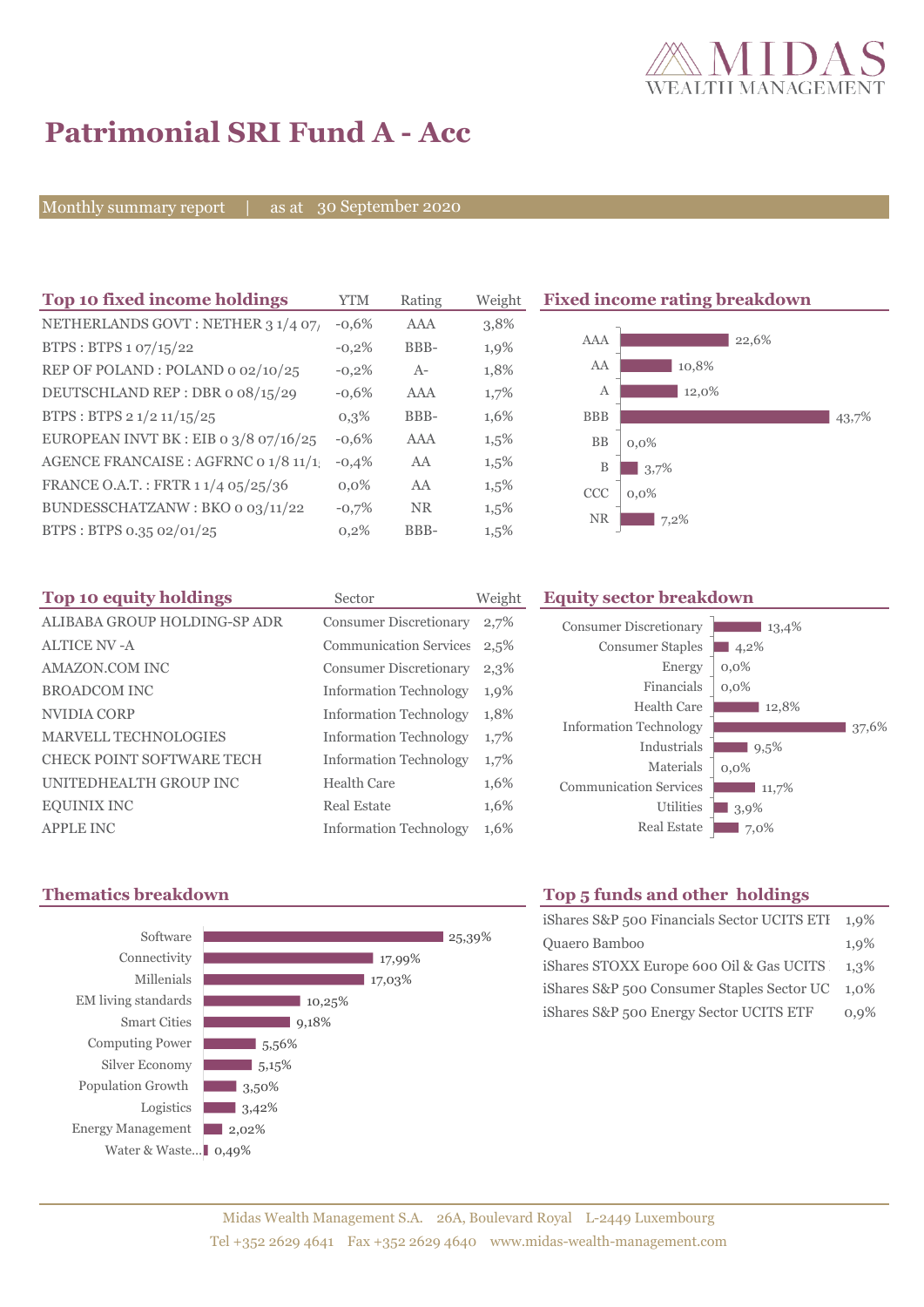# Patrimonial SRI Fund A - Acc

Monthly summary report | as at 30 September 2020

## Top 10 fixed income holdings

| Top 10 fixed income holdings | YTM | Rating | Weight |
|---|---|---|---|
| NETHERLANDS GOVT : NETHER 3 1/4 07/ | -0,6% | AAA | 3,8% |
| BTPS : BTPS 1 07/15/22 | -0,2% | BBB- | 1,9% |
| REP OF POLAND : POLAND 0 02/10/25 | -0,2% | A- | 1,8% |
| DEUTSCHLAND REP : DBR 0 08/15/29 | -0,6% | AAA | 1,7% |
| BTPS : BTPS 2 1/2 11/15/25 | 0,3% | BBB- | 1,6% |
| EUROPEAN INVT BK : EIB 0 3/8 07/16/25 | -0,6% | AAA | 1,5% |
| AGENCE FRANCAISE : AGFRNC 0 1/8 11/1 | -0,4% | AA | 1,5% |
| FRANCE O.A.T. : FRTR 1 1/4 05/25/36 | 0,0% | AA | 1,5% |
| BUNDESSCHATZANW : BKO 0 03/11/22 | -0,7% | NR | 1,5% |
| BTPS : BTPS 0.35 02/01/25 | 0,2% | BBB- | 1,5% |

## Fixed income rating breakdown

| Rating | Weight |
|---|---|
| AAA | 22,6% |
| AA | 10,8% |
| A | 12,0% |
| BBB | 43,7% |
| BB | 0,0% |
| B | 3,7% |
| CCC | 0,0% |
| NR | 7,2% |

## Top 10 equity holdings

| Top 10 equity holdings | Sector | Weight |
|---|---|---|
| ALIBABA GROUP HOLDING-SP ADR | Consumer Discretionary | 2,7% |
| ALTICE NV -A | Communication Services | 2,5% |
| AMAZON.COM INC | Consumer Discretionary | 2,3% |
| BROADCOM INC | Information Technology | 1,9% |
| NVIDIA CORP | Information Technology | 1,8% |
| MARVELL TECHNOLOGIES | Information Technology | 1,7% |
| CHECK POINT SOFTWARE TECH | Information Technology | 1,7% |
| UNITEDHEALTH GROUP INC | Health Care | 1,6% |
| EQUINIX INC | Real Estate | 1,6% |
| APPLE INC | Information Technology | 1,6% |

## Equity sector breakdown

| Sector | Weight |
|---|---|
| Consumer Discretionary | 13,4% |
| Consumer Staples | 4,2% |
| Energy | 0,0% |
| Financials | 0,0% |
| Health Care | 12,8% |
| Information Technology | 37,6% |
| Industrials | 9,5% |
| Materials | 0,0% |
| Communication Services | 11,7% |
| Utilities | 3,9% |
| Real Estate | 7,0% |

## Thematics breakdown

| Theme | Weight |
|---|---|
| Software | 25,39% |
| Connectivity | 17,99% |
| Millenials | 17,03% |
| EM living standards | 10,25% |
| Smart Cities | 9,18% |
| Computing Power | 5,56% |
| Silver Economy | 5,15% |
| Population Growth | 3,50% |
| Logistics | 3,42% |
| Energy Management | 2,02% |
| Water & Waste... | 0,49% |

## Top 5 funds and other holdings

| Holding | Weight |
|---|---|
| iShares S&P 500 Financials Sector UCITS ETF | 1,9% |
| Quaero Bamboo | 1,9% |
| iShares STOXX Europe 600 Oil & Gas UCITS | 1,3% |
| iShares S&P 500 Consumer Staples Sector UC | 1,0% |
| iShares S&P 500 Energy Sector UCITS ETF | 0,9% |

Midas Wealth Management S.A. 26A, Boulevard Royal L-2449 Luxembourg
Tel +352 2629 4641 Fax +352 2629 4640 www.midas-wealth-management.com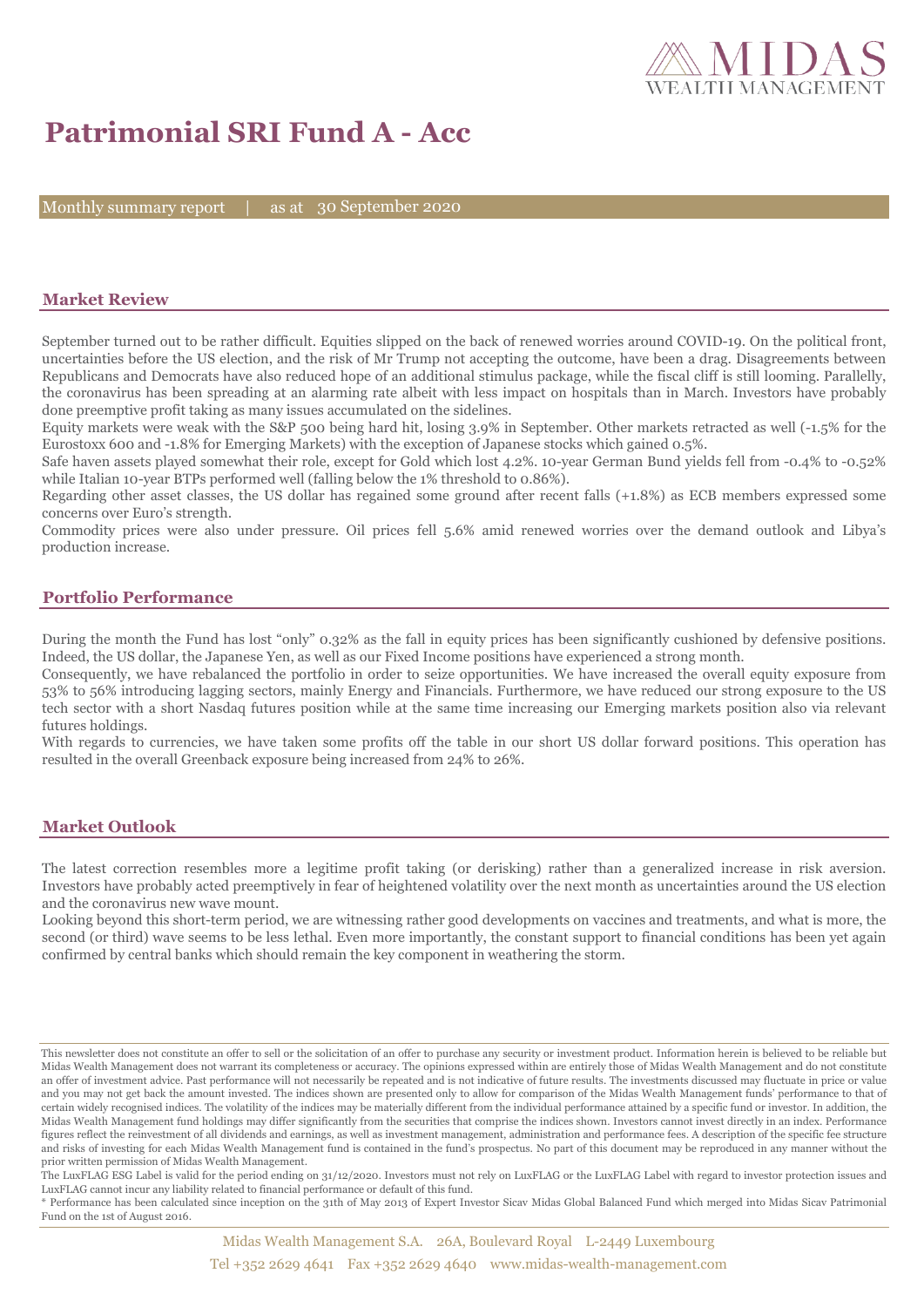# Patrimonial SRI Fund A - Acc

Monthly summary report | as at 30 September 2020

## Market Review

September turned out to be rather difficult. Equities slipped on the back of renewed worries around COVID-19. On the political front, uncertainties before the US election, and the risk of Mr Trump not accepting the outcome, have been a drag. Disagreements between Republicans and Democrats have also reduced hope of an additional stimulus package, while the fiscal cliff is still looming. Parallelly, the coronavirus has been spreading at an alarming rate albeit with less impact on hospitals than in March. Investors have probably done preemptive profit taking as many issues accumulated on the sidelines.

Equity markets were weak with the S&P 500 being hard hit, losing 3.9% in September. Other markets retracted as well (-1.5% for the Eurostoxx 600 and -1.8% for Emerging Markets) with the exception of Japanese stocks which gained 0.5%.

Safe haven assets played somewhat their role, except for Gold which lost 4.2%. 10-year German Bund yields fell from -0.4% to -0.52% while Italian 10-year BTPs performed well (falling below the 1% threshold to 0.86%).

Regarding other asset classes, the US dollar has regained some ground after recent falls (+1.8%) as ECB members expressed some concerns over Euro's strength.

Commodity prices were also under pressure. Oil prices fell 5.6% amid renewed worries over the demand outlook and Libya's production increase.

## Portfolio Performance

During the month the Fund has lost "only" 0.32% as the fall in equity prices has been significantly cushioned by defensive positions. Indeed, the US dollar, the Japanese Yen, as well as our Fixed Income positions have experienced a strong month.

Consequently, we have rebalanced the portfolio in order to seize opportunities. We have increased the overall equity exposure from 53% to 56% introducing lagging sectors, mainly Energy and Financials. Furthermore, we have reduced our strong exposure to the US tech sector with a short Nasdaq futures position while at the same time increasing our Emerging markets position also via relevant futures holdings.

With regards to currencies, we have taken some profits off the table in our short US dollar forward positions. This operation has resulted in the overall Greenback exposure being increased from 24% to 26%.

## Market Outlook

The latest correction resembles more a legitime profit taking (or derisking) rather than a generalized increase in risk aversion. Investors have probably acted preemptively in fear of heightened volatility over the next month as uncertainties around the US election and the coronavirus new wave mount.

Looking beyond this short-term period, we are witnessing rather good developments on vaccines and treatments, and what is more, the second (or third) wave seems to be less lethal. Even more importantly, the constant support to financial conditions has been yet again confirmed by central banks which should remain the key component in weathering the storm.

This newsletter does not constitute an offer to sell or the solicitation of an offer to purchase any security or investment product. Information herein is believed to be reliable but Midas Wealth Management does not warrant its completeness or accuracy. The opinions expressed within are entirely those of Midas Wealth Management and do not constitute an offer of investment advice. Past performance will not necessarily be repeated and is not indicative of future results. The investments discussed may fluctuate in price or value and you may not get back the amount invested. The indices shown are presented only to allow for comparison of the Midas Wealth Management funds' performance to that of certain widely recognised indices. The volatility of the indices may be materially different from the individual performance attained by a specific fund or investor. In addition, the Midas Wealth Management fund holdings may differ significantly from the securities that comprise the indices shown. Investors cannot invest directly in an index. Performance figures reflect the reinvestment of all dividends and earnings, as well as investment management, administration and performance fees. A description of the specific fee structure and risks of investing for each Midas Wealth Management fund is contained in the fund's prospectus. No part of this document may be reproduced in any manner without the prior written permission of Midas Wealth Management.

The LuxFLAG ESG Label is valid for the period ending on 31/12/2020. Investors must not rely on LuxFLAG or the LuxFLAG Label with regard to investor protection issues and LuxFLAG cannot incur any liability related to financial performance or default of this fund.

* Performance has been calculated since inception on the 31th of May 2013 of Expert Investor Sicav Midas Global Balanced Fund which merged into Midas Sicav Patrimonial Fund on the 1st of August 2016.

Midas Wealth Management S.A. 26A, Boulevard Royal L-2449 Luxembourg

Tel +352 2629 4641 Fax +352 2629 4640 www.midas-wealth-management.com